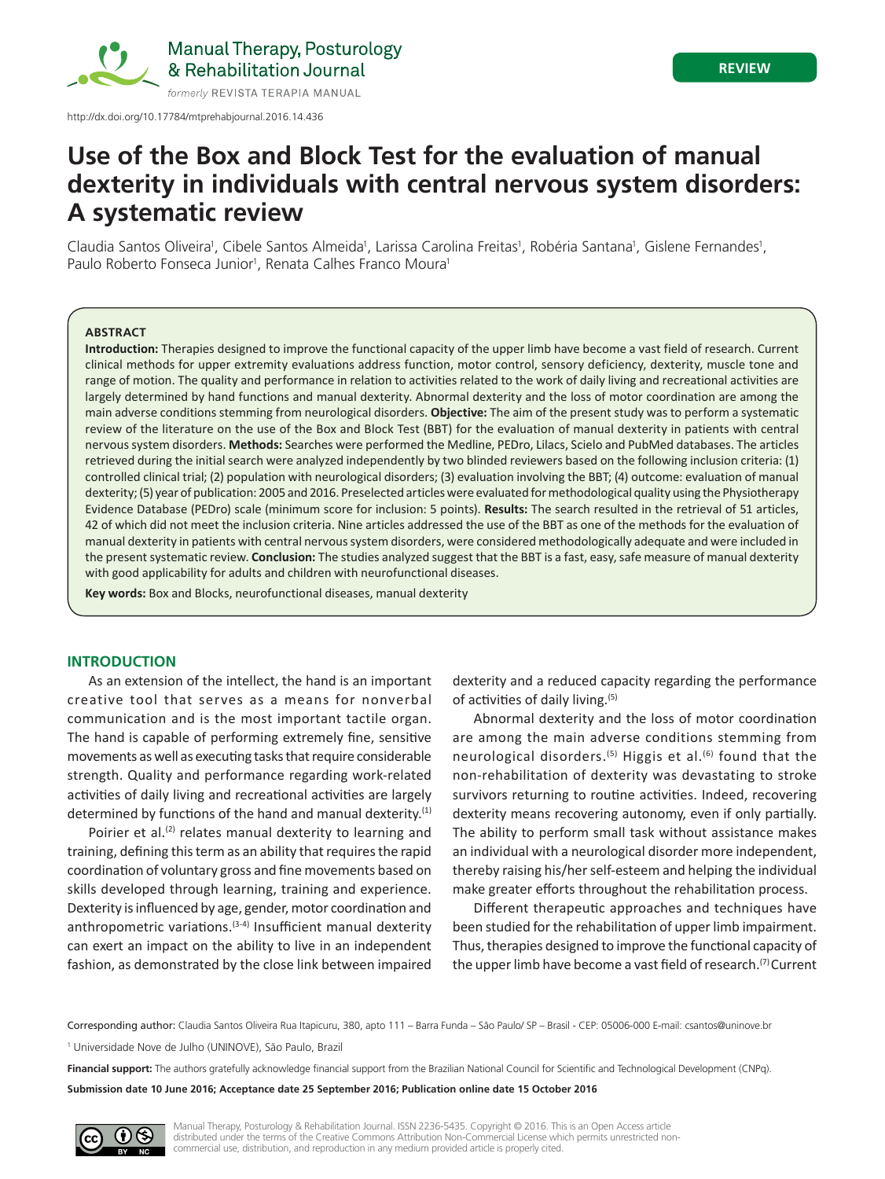REVIEW

http://dx.doi.org/10.17784/mtprehabjournal.2016.14.436

# Use of the Box and Block Test for the evaluation of manual dexterity in individuals with central nervous system disorders: A systematic review

Claudia Santos Oliveira[1], Cibele Santos Almeida[1], Larissa Carolina Freitas[1], Robéria Santana[1], Gislene Fernandes[1], Paulo Roberto Fonseca Junior[1], Renata Calhes Franco Moura[1]

**ABSTRACT**

**Introduction:** Therapies designed to improve the functional capacity of the upper limb have become a vast field of research. Current clinical methods for upper extremity evaluations address function, motor control, sensory deficiency, dexterity, muscle tone and range of motion. The quality and performance in relation to activities related to the work of daily living and recreational activities are largely determined by hand functions and manual dexterity. Abnormal dexterity and the loss of motor coordination are among the main adverse conditions stemming from neurological disorders. **Objective:** The aim of the present study was to perform a systematic review of the literature on the use of the Box and Block Test (BBT) for the evaluation of manual dexterity in patients with central nervous system disorders. **Methods:** Searches were performed the Medline, PEDro, Lilacs, Scielo and PubMed databases. The articles retrieved during the initial search were analyzed independently by two blinded reviewers based on the following inclusion criteria: (1) controlled clinical trial; (2) population with neurological disorders; (3) evaluation involving the BBT; (4) outcome: evaluation of manual dexterity; (5) year of publication: 2005 and 2016. Preselected articles were evaluated for methodological quality using the Physiotherapy Evidence Database (PEDro) scale (minimum score for inclusion: 5 points). **Results:** The search resulted in the retrieval of 51 articles, 42 of which did not meet the inclusion criteria. Nine articles addressed the use of the BBT as one of the methods for the evaluation of manual dexterity in patients with central nervous system disorders, were considered methodologically adequate and were included in the present systematic review. **Conclusion:** The studies analyzed suggest that the BBT is a fast, easy, safe measure of manual dexterity with good applicability for adults and children with neurofunctional diseases.

**Key words:** Box and Blocks, neurofunctional diseases, manual dexterity

## INTRODUCTION

As an extension of the intellect, the hand is an important creative tool that serves as a means for nonverbal communication and is the most important tactile organ. The hand is capable of performing extremely fine, sensitive movements as well as executing tasks that require considerable strength. Quality and performance regarding work-related activities of daily living and recreational activities are largely determined by functions of the hand and manual dexterity.[1]

Poirier et al.[2] relates manual dexterity to learning and training, defining this term as an ability that requires the rapid coordination of voluntary gross and fine movements based on skills developed through learning, training and experience. Dexterity is influenced by age, gender, motor coordination and anthropometric variations.[3-4] Insufficient manual dexterity can exert an impact on the ability to live in an independent fashion, as demonstrated by the close link between impaired dexterity and a reduced capacity regarding the performance of activities of daily living.[5]

Abnormal dexterity and the loss of motor coordination are among the main adverse conditions stemming from neurological disorders.[5] Higgis et al.[6] found that the non-rehabilitation of dexterity was devastating to stroke survivors returning to routine activities. Indeed, recovering dexterity means recovering autonomy, even if only partially. The ability to perform small task without assistance makes an individual with a neurological disorder more independent, thereby raising his/her self-esteem and helping the individual make greater efforts throughout the rehabilitation process.

Different therapeutic approaches and techniques have been studied for the rehabilitation of upper limb impairment. Thus, therapies designed to improve the functional capacity of the upper limb have become a vast field of research.[7] Current

Corresponding author: Claudia Santos Oliveira Rua Itapicuru, 380, apto 111 – Barra Funda – São Paulo/ SP – Brasil - CEP: 05006-000 E-mail: csantos@uninove.br

[1] Universidade Nove de Julho (UNINOVE), São Paulo, Brazil

**Financial support:** The authors gratefully acknowledge financial support from the Brazilian National Council for Scientific and Technological Development (CNPq).

**Submission date 10 June 2016; Acceptance date 25 September 2016; Publication online date 15 October 2016**

Manual Therapy, Posturology & Rehabilitation Journal. ISSN 2236-5435. Copyright © 2016. This is an Open Access article distributed under the terms of the Creative Commons Attribution Non-Commercial License which permits unrestricted non-commercial use, distribution, and reproduction in any medium provided article is properly cited.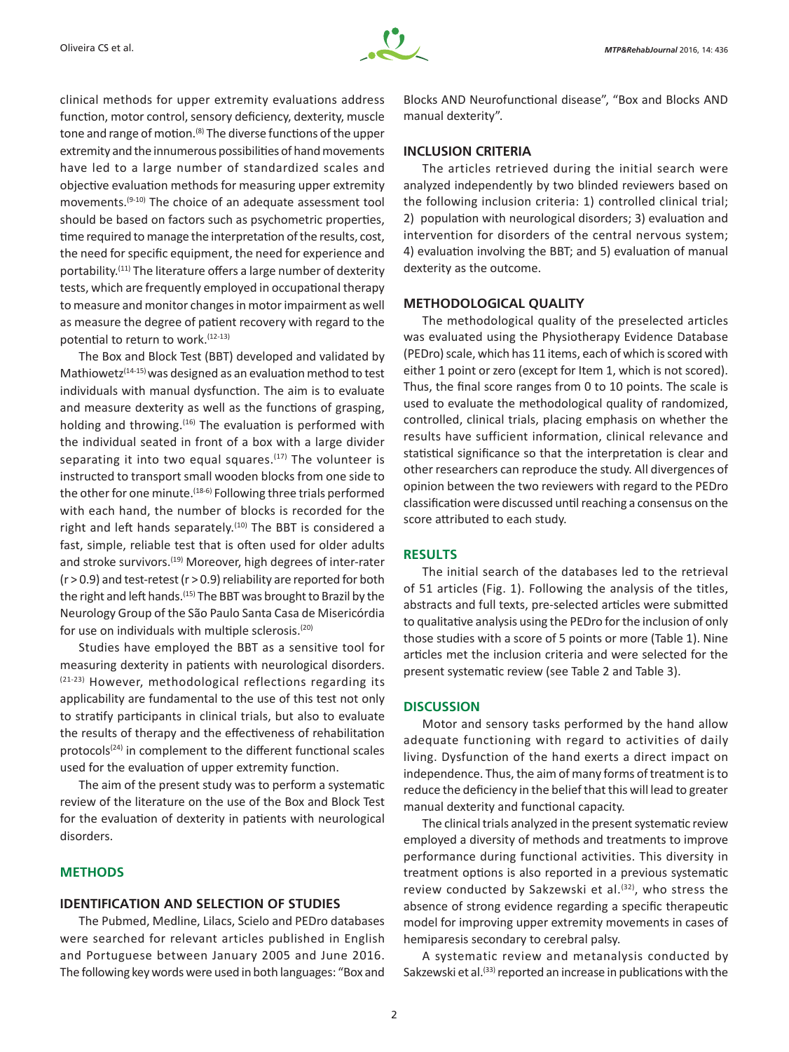clinical methods for upper extremity evaluations address function, motor control, sensory deficiency, dexterity, muscle tone and range of motion.[8] The diverse functions of the upper extremity and the innumerous possibilities of hand movements have led to a large number of standardized scales and objective evaluation methods for measuring upper extremity movements.[9-10] The choice of an adequate assessment tool should be based on factors such as psychometric properties, time required to manage the interpretation of the results, cost, the need for specific equipment, the need for experience and portability.[11] The literature offers a large number of dexterity tests, which are frequently employed in occupational therapy to measure and monitor changes in motor impairment as well as measure the degree of patient recovery with regard to the potential to return to work.[12-13]

The Box and Block Test (BBT) developed and validated by Mathiowetz[14-15] was designed as an evaluation method to test individuals with manual dysfunction. The aim is to evaluate and measure dexterity as well as the functions of grasping, holding and throwing.[16] The evaluation is performed with the individual seated in front of a box with a large divider separating it into two equal squares.[17] The volunteer is instructed to transport small wooden blocks from one side to the other for one minute.[18-6] Following three trials performed with each hand, the number of blocks is recorded for the right and left hands separately.[10] The BBT is considered a fast, simple, reliable test that is often used for older adults and stroke survivors.[19] Moreover, high degrees of inter-rater ($r > 0.9$) and test-retest ($r > 0.9$) reliability are reported for both the right and left hands.[15] The BBT was brought to Brazil by the Neurology Group of the São Paulo Santa Casa de Misericórdia for use on individuals with multiple sclerosis.[20]

Studies have employed the BBT as a sensitive tool for measuring dexterity in patients with neurological disorders.[21-23] However, methodological reflections regarding its applicability are fundamental to the use of this test not only to stratify participants in clinical trials, but also to evaluate the results of therapy and the effectiveness of rehabilitation protocols[24] in complement to the different functional scales used for the evaluation of upper extremity function.

The aim of the present study was to perform a systematic review of the literature on the use of the Box and Block Test for the evaluation of dexterity in patients with neurological disorders.

## METHODS

### IDENTIFICATION AND SELECTION OF STUDIES

The Pubmed, Medline, Lilacs, Scielo and PEDro databases were searched for relevant articles published in English and Portuguese between January 2005 and June 2016. The following key words were used in both languages: "Box and Blocks AND Neurofunctional disease", "Box and Blocks AND manual dexterity".

### INCLUSION CRITERIA

The articles retrieved during the initial search were analyzed independently by two blinded reviewers based on the following inclusion criteria: 1) controlled clinical trial; 2) population with neurological disorders; 3) evaluation and intervention for disorders of the central nervous system; 4) evaluation involving the BBT; and 5) evaluation of manual dexterity as the outcome.

### METHODOLOGICAL QUALITY

The methodological quality of the preselected articles was evaluated using the Physiotherapy Evidence Database (PEDro) scale, which has 11 items, each of which is scored with either 1 point or zero (except for Item 1, which is not scored). Thus, the final score ranges from 0 to 10 points. The scale is used to evaluate the methodological quality of randomized, controlled, clinical trials, placing emphasis on whether the results have sufficient information, clinical relevance and statistical significance so that the interpretation is clear and other researchers can reproduce the study. All divergences of opinion between the two reviewers with regard to the PEDro classification were discussed until reaching a consensus on the score attributed to each study.

## RESULTS

The initial search of the databases led to the retrieval of 51 articles (Fig. 1). Following the analysis of the titles, abstracts and full texts, pre-selected articles were submitted to qualitative analysis using the PEDro for the inclusion of only those studies with a score of 5 points or more (Table 1). Nine articles met the inclusion criteria and were selected for the present systematic review (see Table 2 and Table 3).

## DISCUSSION

Motor and sensory tasks performed by the hand allow adequate functioning with regard to activities of daily living. Dysfunction of the hand exerts a direct impact on independence. Thus, the aim of many forms of treatment is to reduce the deficiency in the belief that this will lead to greater manual dexterity and functional capacity.

The clinical trials analyzed in the present systematic review employed a diversity of methods and treatments to improve performance during functional activities. This diversity in treatment options is also reported in a previous systematic review conducted by Sakzewski et al.[32], who stress the absence of strong evidence regarding a specific therapeutic model for improving upper extremity movements in cases of hemiparesis secondary to cerebral palsy.

A systematic review and metanalysis conducted by Sakzewski et al.[33] reported an increase in publications with the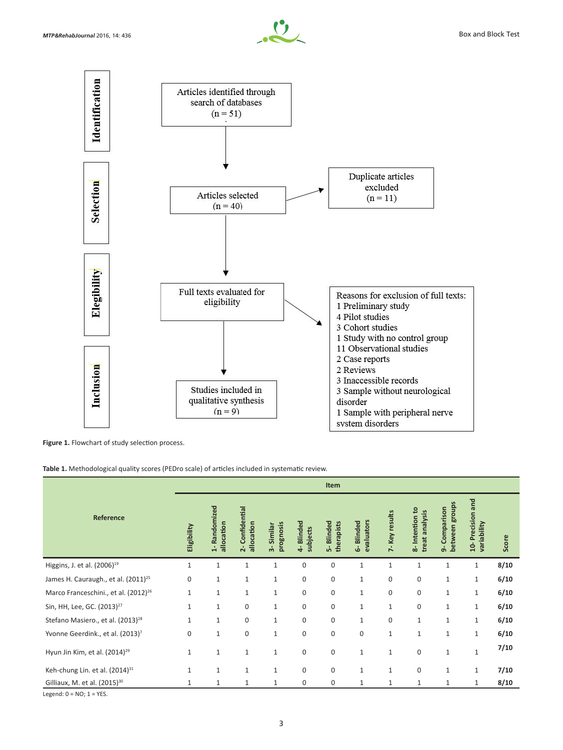**Identification**

Articles identified through search of databases (n = 51)

↓

**Selection**

Articles selected (n = 40) → Duplicate articles excluded (n = 11)

↓

**Elegibility**

Full texts evaluated for eligibility → Reasons for exclusion of full texts:
1 Preliminary study
4 Pilot studies
3 Cohort studies
1 Study with no control group
11 Observational studies
2 Case reports
2 Reviews
3 Inaccessible records
3 Sample without neurological disorder
1 Sample with peripheral nerve system disorders

↓

**Inclusion**

Studies included in qualitative synthesis (n = 9)

**Figure 1.** Flowchart of study selection process.

**Table 1.** Methodological quality scores (PEDro scale) of articles included in systematic review.

| Reference | Item | | | | | | | | | | | |
|---|---|---|---|---|---|---|---|---|---|---|---|---|
| | Eligibility | 1- Randomized allocation | 2- Confidential allocation | 3- Similar prognosis | 4- Blinded subjects | 5- Blinded therapists | 6- Blinded evaluators | 7- Key results | 8- Intention to treat analysis | 9- Comparison between groups | 10- Precision and variability | Score |
| Higgins, J. et al. (2006)[19] | 1 | 1 | 1 | 1 | 0 | 0 | 1 | 1 | 1 | 1 | 1 | **8/10** |
| James H. Cauraugh., et al. (2011)[25] | 0 | 1 | 1 | 1 | 0 | 0 | 1 | 0 | 0 | 1 | 1 | **6/10** |
| Marco Franceschini., et al. (2012)[26] | 1 | 1 | 1 | 1 | 0 | 0 | 1 | 0 | 0 | 1 | 1 | **6/10** |
| Sin, HH, Lee, GC. (2013)[27] | 1 | 1 | 0 | 1 | 0 | 0 | 1 | 1 | 0 | 1 | 1 | **6/10** |
| Stefano Masiero., et al. (2013)[28] | 1 | 1 | 0 | 1 | 0 | 0 | 1 | 0 | 1 | 1 | 1 | **6/10** |
| Yvonne Geerdink., et al. (2013)[7] | 0 | 1 | 0 | 1 | 0 | 0 | 0 | 1 | 1 | 1 | 1 | **6/10** |
| Hyun Jin Kim, et al. (2014)[29] | 1 | 1 | 1 | 1 | 0 | 0 | 1 | 1 | 0 | 1 | 1 | **7/10** |
| Keh-chung Lin. et al. (2014)[31] | 1 | 1 | 1 | 1 | 0 | 0 | 1 | 1 | 0 | 1 | 1 | **7/10** |
| Gilliaux, M. et al. (2015)[30] | 1 | 1 | 1 | 1 | 0 | 0 | 1 | 1 | 1 | 1 | 1 | **8/10** |

Legend: 0 = NO; 1 = YES.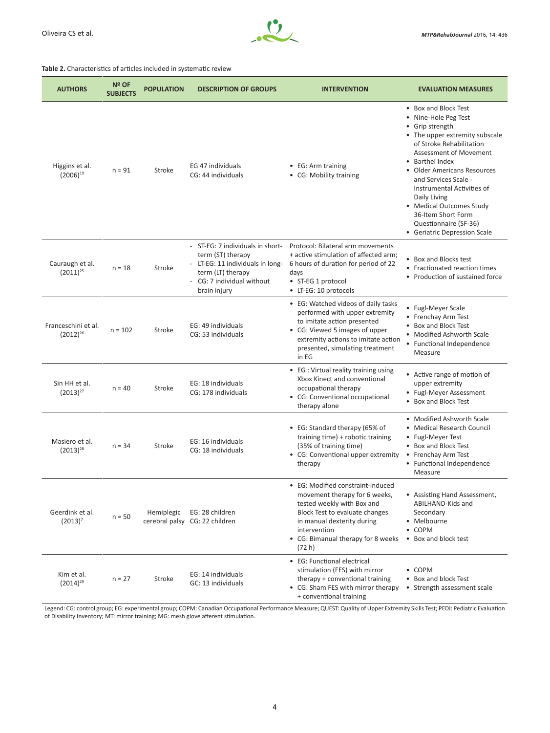**Table 2.** Characteristics of articles included in systematic review

| AUTHORS | Nº OF SUBJECTS | POPULATION | DESCRIPTION OF GROUPS | INTERVENTION | EVALUATION MEASURES |
|---|---|---|---|---|---|
| Higgins et al. (2006)[19] | n = 91 | Stroke | EG 47 individuals<br>CG: 44 individuals | • EG: Arm training<br>• CG: Mobility training | • Box and Block Test<br>• Nine-Hole Peg Test<br>• Grip strength<br>• The upper extremity subscale of Stroke Rehabilitation Assessment of Movement<br>• Barthel Index<br>• Older Americans Resources and Services Scale - Instrumental Activities of Daily Living<br>• Medical Outcomes Study 36-Item Short Form Questionnaire (SF-36)<br>• Geriatric Depression Scale |
| Cauraugh et al. (2011)[25] | n = 18 | Stroke | - ST-EG: 7 individuals in short-term (ST) therapy<br>- LT-EG: 11 individuals in long-term (LT) therapy<br>- CG: 7 individual without brain injury | Protocol: Bilateral arm movements + active stimulation of affected arm; 6 hours of duration for period of 22 days<br>• ST-EG 1 protocol<br>• LT-EG: 10 protocols | • Box and Blocks test<br>• Fractionated reaction times<br>• Production of sustained force |
| Franceschini et al. (2012)[26] | n = 102 | Stroke | EG: 49 individuals<br>CG: 53 individuals | • EG: Watched videos of daily tasks performed with upper extremity to imitate action presented<br>• CG: Viewed 5 images of upper extremity actions to imitate action presented, simulating treatment in EG | • Fugl-Meyer Scale<br>• Frenchay Arm Test<br>• Box and Block Test<br>• Modified Ashworth Scale<br>• Functional Independence Measure |
| Sin HH et al. (2013)[27] | n = 40 | Stroke | EG: 18 individuals<br>CG: 178 individuals | • EG : Virtual reality training using Xbox Kinect and conventional occupational therapy<br>• CG: Conventional occupational therapy alone | • Active range of motion of upper extremity<br>• Fugl-Meyer Assessment<br>• Box and Block Test |
| Masiero et al. (2013)[28] | n = 34 | Stroke | EG: 16 individuals<br>CG: 18 individuals | • EG: Standard therapy (65% of training time) + robotic training (35% of training time)<br>• CG: Conventional upper extremity therapy | • Modified Ashworth Scale<br>• Medical Research Council<br>• Fugl-Meyer Test<br>• Box and Block Test<br>• Frenchay Arm Test<br>• Functional Independence Measure |
| Geerdink et al. (2013)[7] | n = 50 | Hemiplegic cerebral palsy | EG: 28 children<br>CG: 22 children | • EG: Modified constraint-induced movement therapy for 6 weeks, tested weekly with Box and Block Test to evaluate changes in manual dexterity during intervention<br>• CG: Bimanual therapy for 8 weeks (72 h) | • Assisting Hand Assessment, ABILHAND-Kids and Secondary<br>• Melbourne<br>• COPM<br>• Box and block test |
| Kim et al. (2014)[29] | n = 27 | Stroke | EG: 14 individuals<br>GC: 13 individuals | • EG: Functional electrical stimulation (FES) with mirror therapy + conventional training<br>• CG: Sham FES with mirror therapy + conventional training | • COPM<br>• Box and block Test<br>• Strength assessment scale |

Legend: CG: control group; EG: experimental group; COPM: Canadian Occupational Performance Measure; QUEST: Quality of Upper Extremity Skills Test; PEDI: Pediatric Evaluation of Disability Inventory; MT: mirror training; MG: mesh glove afferent stimulation.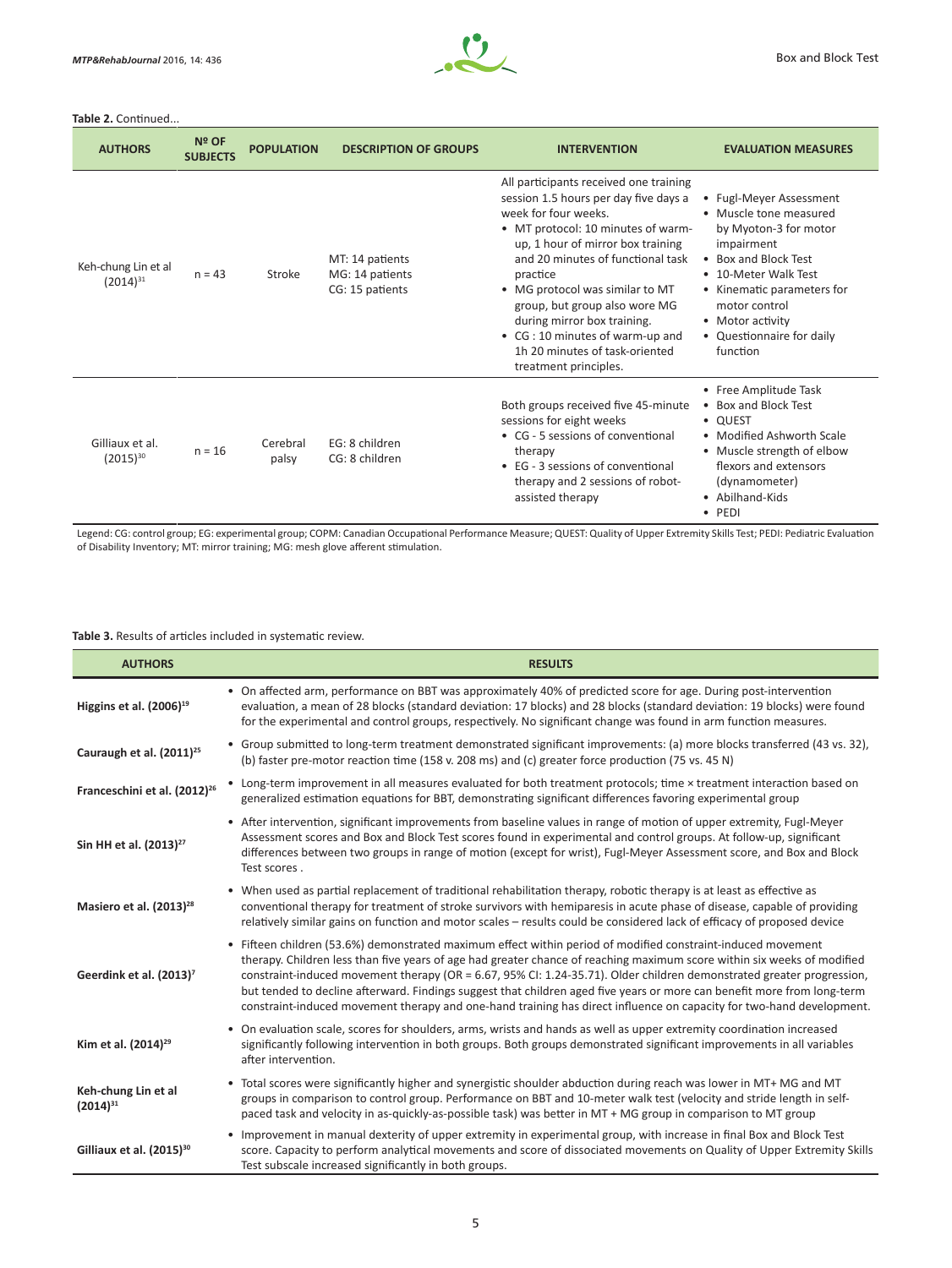**Table 2.** Continued...

| AUTHORS | Nº OF SUBJECTS | POPULATION | DESCRIPTION OF GROUPS | INTERVENTION | EVALUATION MEASURES |
|---|---|---|---|---|---|
| Keh-chung Lin et al (2014)[31] | n = 43 | Stroke | MT: 14 patients<br>MG: 14 patients<br>CG: 15 patients | All participants received one training session 1.5 hours per day five days a week for four weeks.<br>• MT protocol: 10 minutes of warm-up, 1 hour of mirror box training and 20 minutes of functional task practice<br>• MG protocol was similar to MT group, but group also wore MG during mirror box training.<br>• CG : 10 minutes of warm-up and 1h 20 minutes of task-oriented treatment principles. | • Fugl-Meyer Assessment<br>• Muscle tone measured by Myoton-3 for motor impairment<br>• Box and Block Test<br>• 10-Meter Walk Test<br>• Kinematic parameters for motor control<br>• Motor activity<br>• Questionnaire for daily function |
| Gilliaux et al. (2015)[30] | n = 16 | Cerebral palsy | EG: 8 children<br>CG: 8 children | Both groups received five 45-minute sessions for eight weeks<br>• CG - 5 sessions of conventional therapy<br>• EG - 3 sessions of conventional therapy and 2 sessions of robot-assisted therapy | • Free Amplitude Task<br>• Box and Block Test<br>• QUEST<br>• Modified Ashworth Scale<br>• Muscle strength of elbow flexors and extensors (dynamometer)<br>• Abilhand-Kids<br>• PEDI |

Legend: CG: control group; EG: experimental group; COPM: Canadian Occupational Performance Measure; QUEST: Quality of Upper Extremity Skills Test; PEDI: Pediatric Evaluation of Disability Inventory; MT: mirror training; MG: mesh glove afferent stimulation.

**Table 3.** Results of articles included in systematic review.

| AUTHORS | RESULTS |
|---|---|
| **Higgins et al. (2006)[19]** | • On affected arm, performance on BBT was approximately 40% of predicted score for age. During post-intervention evaluation, a mean of 28 blocks (standard deviation: 17 blocks) and 28 blocks (standard deviation: 19 blocks) were found for the experimental and control groups, respectively. No significant change was found in arm function measures. |
| **Cauraugh et al. (2011)[25]** | • Group submitted to long-term treatment demonstrated significant improvements: (a) more blocks transferred (43 vs. 32), (b) faster pre-motor reaction time (158 v. 208 ms) and (c) greater force production (75 vs. 45 N) |
| **Franceschini et al. (2012)[26]** | • Long-term improvement in all measures evaluated for both treatment protocols; time × treatment interaction based on generalized estimation equations for BBT, demonstrating significant differences favoring experimental group |
| **Sin HH et al. (2013)[27]** | • After intervention, significant improvements from baseline values in range of motion of upper extremity, Fugl-Meyer Assessment scores and Box and Block Test scores found in experimental and control groups. At follow-up, significant differences between two groups in range of motion (except for wrist), Fugl-Meyer Assessment score, and Box and Block Test scores . |
| **Masiero et al. (2013)[28]** | • When used as partial replacement of traditional rehabilitation therapy, robotic therapy is at least as effective as conventional therapy for treatment of stroke survivors with hemiparesis in acute phase of disease, capable of providing relatively similar gains on function and motor scales – results could be considered lack of efficacy of proposed device |
| **Geerdink et al. (2013)[7]** | • Fifteen children (53.6%) demonstrated maximum effect within period of modified constraint-induced movement therapy. Children less than five years of age had greater chance of reaching maximum score within six weeks of modified constraint-induced movement therapy (OR = 6.67, 95% CI: 1.24-35.71). Older children demonstrated greater progression, but tended to decline afterward. Findings suggest that children aged five years or more can benefit more from long-term constraint-induced movement therapy and one-hand training has direct influence on capacity for two-hand development. |
| **Kim et al. (2014)[29]** | • On evaluation scale, scores for shoulders, arms, wrists and hands as well as upper extremity coordination increased significantly following intervention in both groups. Both groups demonstrated significant improvements in all variables after intervention. |
| **Keh-chung Lin et al (2014)[31]** | • Total scores were significantly higher and synergistic shoulder abduction during reach was lower in MT+ MG and MT groups in comparison to control group. Performance on BBT and 10-meter walk test (velocity and stride length in self-paced task and velocity in as-quickly-as-possible task) was better in MT + MG group in comparison to MT group |
| **Gilliaux et al. (2015)[30]** | • Improvement in manual dexterity of upper extremity in experimental group, with increase in final Box and Block Test score. Capacity to perform analytical movements and score of dissociated movements on Quality of Upper Extremity Skills Test subscale increased significantly in both groups. |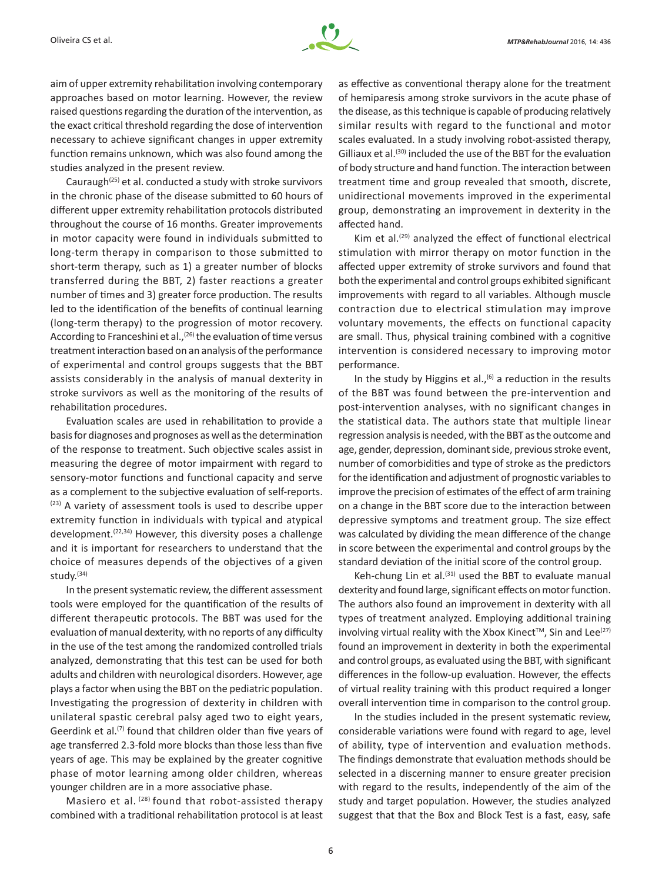aim of upper extremity rehabilitation involving contemporary approaches based on motor learning. However, the review raised questions regarding the duration of the intervention, as the exact critical threshold regarding the dose of intervention necessary to achieve significant changes in upper extremity function remains unknown, which was also found among the studies analyzed in the present review.

Cauraugh[25] et al. conducted a study with stroke survivors in the chronic phase of the disease submitted to 60 hours of different upper extremity rehabilitation protocols distributed throughout the course of 16 months. Greater improvements in motor capacity were found in individuals submitted to long-term therapy in comparison to those submitted to short-term therapy, such as 1) a greater number of blocks transferred during the BBT, 2) faster reactions a greater number of times and 3) greater force production. The results led to the identification of the benefits of continual learning (long-term therapy) to the progression of motor recovery. According to Franceshini et al.,[26] the evaluation of time versus treatment interaction based on an analysis of the performance of experimental and control groups suggests that the BBT assists considerably in the analysis of manual dexterity in stroke survivors as well as the monitoring of the results of rehabilitation procedures.

Evaluation scales are used in rehabilitation to provide a basis for diagnoses and prognoses as well as the determination of the response to treatment. Such objective scales assist in measuring the degree of motor impairment with regard to sensory-motor functions and functional capacity and serve as a complement to the subjective evaluation of self-reports.[23] A variety of assessment tools is used to describe upper extremity function in individuals with typical and atypical development.[22,34] However, this diversity poses a challenge and it is important for researchers to understand that the choice of measures depends of the objectives of a given study.[34]

In the present systematic review, the different assessment tools were employed for the quantification of the results of different therapeutic protocols. The BBT was used for the evaluation of manual dexterity, with no reports of any difficulty in the use of the test among the randomized controlled trials analyzed, demonstrating that this test can be used for both adults and children with neurological disorders. However, age plays a factor when using the BBT on the pediatric population. Investigating the progression of dexterity in children with unilateral spastic cerebral palsy aged two to eight years, Geerdink et al.[7] found that children older than five years of age transferred 2.3-fold more blocks than those less than five years of age. This may be explained by the greater cognitive phase of motor learning among older children, whereas younger children are in a more associative phase.

Masiero et al. [28] found that robot-assisted therapy combined with a traditional rehabilitation protocol is at least as effective as conventional therapy alone for the treatment of hemiparesis among stroke survivors in the acute phase of the disease, as this technique is capable of producing relatively similar results with regard to the functional and motor scales evaluated. In a study involving robot-assisted therapy, Gilliaux et al.[30] included the use of the BBT for the evaluation of body structure and hand function. The interaction between treatment time and group revealed that smooth, discrete, unidirectional movements improved in the experimental group, demonstrating an improvement in dexterity in the affected hand.

Kim et al.[29] analyzed the effect of functional electrical stimulation with mirror therapy on motor function in the affected upper extremity of stroke survivors and found that both the experimental and control groups exhibited significant improvements with regard to all variables. Although muscle contraction due to electrical stimulation may improve voluntary movements, the effects on functional capacity are small. Thus, physical training combined with a cognitive intervention is considered necessary to improving motor performance.

In the study by Higgins et al.,[6] a reduction in the results of the BBT was found between the pre-intervention and post-intervention analyses, with no significant changes in the statistical data. The authors state that multiple linear regression analysis is needed, with the BBT as the outcome and age, gender, depression, dominant side, previous stroke event, number of comorbidities and type of stroke as the predictors for the identification and adjustment of prognostic variables to improve the precision of estimates of the effect of arm training on a change in the BBT score due to the interaction between depressive symptoms and treatment group. The size effect was calculated by dividing the mean difference of the change in score between the experimental and control groups by the standard deviation of the initial score of the control group.

Keh-chung Lin et al.[31] used the BBT to evaluate manual dexterity and found large, significant effects on motor function. The authors also found an improvement in dexterity with all types of treatment analyzed. Employing additional training involving virtual reality with the Xbox Kinect™, Sin and Lee[27] found an improvement in dexterity in both the experimental and control groups, as evaluated using the BBT, with significant differences in the follow-up evaluation. However, the effects of virtual reality training with this product required a longer overall intervention time in comparison to the control group.

In the studies included in the present systematic review, considerable variations were found with regard to age, level of ability, type of intervention and evaluation methods. The findings demonstrate that evaluation methods should be selected in a discerning manner to ensure greater precision with regard to the results, independently of the aim of the study and target population. However, the studies analyzed suggest that that the Box and Block Test is a fast, easy, safe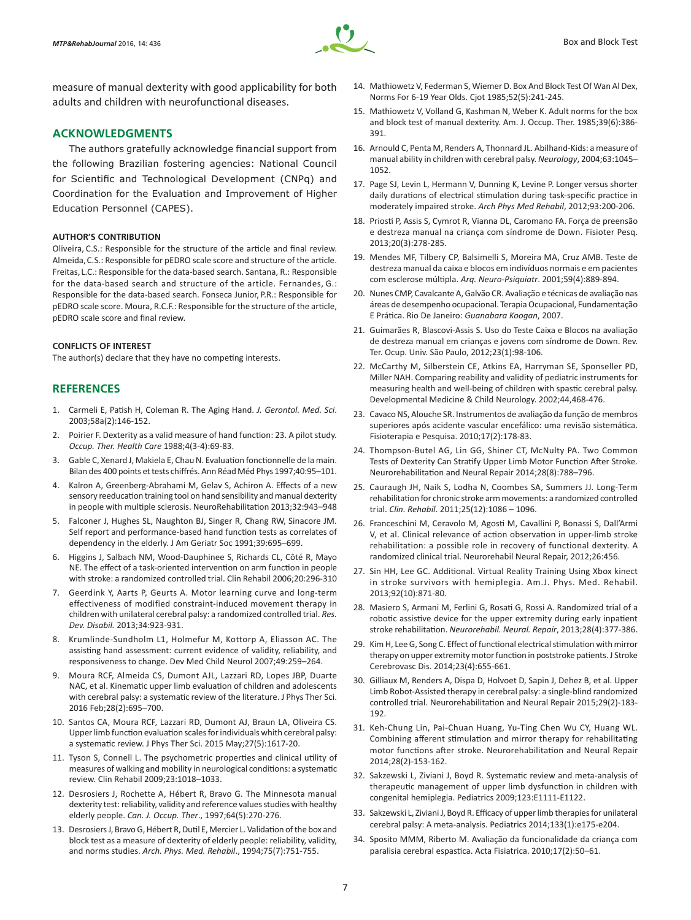measure of manual dexterity with good applicability for both adults and children with neurofunctional diseases.

## ACKNOWLEDGMENTS

The authors gratefully acknowledge financial support from the following Brazilian fostering agencies: National Council for Scientific and Technological Development (CNPq) and Coordination for the Evaluation and Improvement of Higher Education Personnel (CAPES).

### AUTHOR'S CONTRIBUTION

Oliveira, C.S.: Responsible for the structure of the article and final review. Almeida, C.S.: Responsible for pEDRO scale score and structure of the article. Freitas, L.C.: Responsible for the data-based search. Santana, R.: Responsible for the data-based search and structure of the article. Fernandes, G.: Responsible for the data-based search. Fonseca Junior, P.R.: Responsible for pEDRO scale score. Moura, R.C.F.: Responsible for the structure of the article, pEDRO scale score and final review.

### CONFLICTS OF INTEREST

The author(s) declare that they have no competing interests.

## REFERENCES

1. Carmeli E, Patish H, Coleman R. The Aging Hand. *J. Gerontol. Med. Sci*. 2003;58a(2):146-152.
2. Poirier F. Dexterity as a valid measure of hand function: 23. A pilot study. *Occup. Ther. Health Care* 1988;4(3-4):69-83.
3. Gable C, Xenard J, Makiela E, Chau N. Evaluation fonctionnelle de la main. Bilan des 400 points et tests chiffrés. Ann Réad Méd Phys 1997;40:95–101.
4. Kalron A, Greenberg-Abrahami M, Gelav S, Achiron A. Effects of a new sensory reeducation training tool on hand sensibility and manual dexterity in people with multiple sclerosis. NeuroRehabilitation 2013;32:943–948
5. Falconer J, Hughes SL, Naughton BJ, Singer R, Chang RW, Sinacore JM. Self report and performance-based hand function tests as correlates of dependency in the elderly. J Am Geriatr Soc 1991;39:695–699.
6. Higgins J, Salbach NM, Wood-Dauphinee S, Richards CL, Côté R, Mayo NE. The effect of a task-oriented intervention on arm function in people with stroke: a randomized controlled trial. Clin Rehabil 2006;20:296-310
7. Geerdink Y, Aarts P, Geurts A. Motor learning curve and long-term effectiveness of modified constraint-induced movement therapy in children with unilateral cerebral palsy: a randomized controlled trial. *Res. Dev. Disabil.* 2013;34:923-931.
8. Krumlinde-Sundholm L1, Holmefur M, Kottorp A, Eliasson AC. The assisting hand assessment: current evidence of validity, reliability, and responsiveness to change. Dev Med Child Neurol 2007;49:259–264.
9. Moura RCF, Almeida CS, Dumont AJL, Lazzari RD, Lopes JBP, Duarte NAC, et al. Kinematic upper limb evaluation of children and adolescents with cerebral palsy: a systematic review of the literature. J Phys Ther Sci. 2016 Feb;28(2):695–700.
10. Santos CA, Moura RCF, Lazzari RD, Dumont AJ, Braun LA, Oliveira CS. Upper limb function evaluation scales for individuals whith cerebral palsy: a systematic review. J Phys Ther Sci. 2015 May;27(5):1617-20.
11. Tyson S, Connell L. The psychometric properties and clinical utility of measures of walking and mobility in neurological conditions: a systematic review. Clin Rehabil 2009;23:1018–1033.
12. Desrosiers J, Rochette A, Hébert R, Bravo G. The Minnesota manual dexterity test: reliability, validity and reference values studies with healthy elderly people. *Can. J. Occup. Ther*., 1997;64(5):270-276.
13. Desrosiers J, Bravo G, Hébert R, Dutil E, Mercier L. Validation of the box and block test as a measure of dexterity of elderly people: reliability, validity, and norms studies. *Arch. Phys. Med. Rehabil*., 1994;75(7):751-755.
14. Mathiowetz V, Federman S, Wiemer D. Box And Block Test Of Wan Al Dex, Norms For 6-19 Year Olds. Cjot 1985;52(5):241-245.
15. Mathiowetz V, Volland G, Kashman N, Weber K. Adult norms for the box and block test of manual dexterity. Am. J. Occup. Ther. 1985;39(6):386-391.
16. Arnould C, Penta M, Renders A, Thonnard JL. Abilhand-Kids: a measure of manual ability in children with cerebral palsy. *Neurology*, 2004;63:1045–1052.
17. Page SJ, Levin L, Hermann V, Dunning K, Levine P. Longer versus shorter daily durations of electrical stimulation during task-specific practice in moderately impaired stroke. *Arch Phys Med Rehabil*, 2012;93:200-206.
18. Priosti P, Assis S, Cymrot R, Vianna DL, Caromano FA. Força de preensão e destreza manual na criança com síndrome de Down. Fisioter Pesq. 2013;20(3):278-285.
19. Mendes MF, Tilbery CP, Balsimelli S, Moreira MA, Cruz AMB. Teste de destreza manual da caixa e blocos em indivíduos normais e em pacientes com esclerose múltipla. *Arq. Neuro-Psiquiatr*. 2001;59(4):889-894.
20. Nunes CMP, Cavalcante A, Galvão CR. Avaliação e técnicas de avaliação nas áreas de desempenho ocupacional. Terapia Ocupacional, Fundamentação E Prática. Rio De Janeiro: *Guanabara Koogan*, 2007.
21. Guimarães R, Blascovi-Assis S. Uso do Teste Caixa e Blocos na avaliação de destreza manual em crianças e jovens com síndrome de Down. Rev. Ter. Ocup. Univ. São Paulo, 2012;23(1):98-106.
22. McCarthy M, Silberstein CE, Atkins EA, Harryman SE, Sponseller PD, Miller NAH. Comparing reability and validity of pediatric instruments for measuring health and well-being of children with spastic cerebral palsy. Developmental Medicine & Child Neurology. 2002;44,468-476.
23. Cavaco NS, Alouche SR. Instrumentos de avaliação da função de membros superiores após acidente vascular encefálico: uma revisão sistemática. Fisioterapia e Pesquisa. 2010;17(2):178-83.
24. Thompson-Butel AG, Lin GG, Shiner CT, McNulty PA. Two Common Tests of Dexterity Can Stratify Upper Limb Motor Function After Stroke. Neurorehabilitation and Neural Repair 2014;28(8):788–796.
25. Cauraugh JH, Naik S, Lodha N, Coombes SA, Summers JJ. Long-Term rehabilitation for chronic stroke arm movements: a randomized controlled trial. *Clin. Rehabil*. 2011;25(12):1086 – 1096.
26. Franceschini M, Ceravolo M, Agosti M, Cavallini P, Bonassi S, Dall'Armi V, et al. Clinical relevance of action observation in upper-limb stroke rehabilitation: a possible role in recovery of functional dexterity. A randomized clinical trial. Neurorehabil Neural Repair, 2012;26:456.
27. Sin HH, Lee GC. Additional. Virtual Reality Training Using Xbox kinect in stroke survivors with hemiplegia. Am.J. Phys. Med. Rehabil. 2013;92(10):871-80.
28. Masiero S, Armani M, Ferlini G, Rosati G, Rossi A. Randomized trial of a robotic assistive device for the upper extremity during early inpatient stroke rehabilitation. *Neurorehabil. Neural. Repair*, 2013;28(4):377-386.
29. Kim H, Lee G, Song C. Effect of functional electrical stimulation with mirror therapy on upper extremity motor function in poststroke patients. J Stroke Cerebrovasc Dis. 2014;23(4):655-661.
30. Gilliaux M, Renders A, Dispa D, Holvoet D, Sapin J, Dehez B, et al. Upper Limb Robot-Assisted therapy in cerebral palsy: a single-blind randomized controlled trial. Neurorehabilitation and Neural Repair 2015;29(2)-183-192.
31. Keh-Chung Lin, Pai-Chuan Huang, Yu-Ting Chen Wu CY, Huang WL. Combining afferent stimulation and mirror therapy for rehabilitating motor functions after stroke. Neurorehabilitation and Neural Repair 2014;28(2)-153-162.
32. Sakzewski L, Ziviani J, Boyd R. Systematic review and meta-analysis of therapeutic management of upper limb dysfunction in children with congenital hemiplegia. Pediatrics 2009;123:E1111-E1122.
33. Sakzewski L, Ziviani J, Boyd R. Efficacy of upper limb therapies for unilateral cerebral palsy: A meta-analysis. Pediatrics 2014;133(1):e175-e204.
34. Sposito MMM, Riberto M. Avaliação da funcionalidade da criança com paralisia cerebral espastica. Acta Fisiatrica. 2010;17(2):50–61.